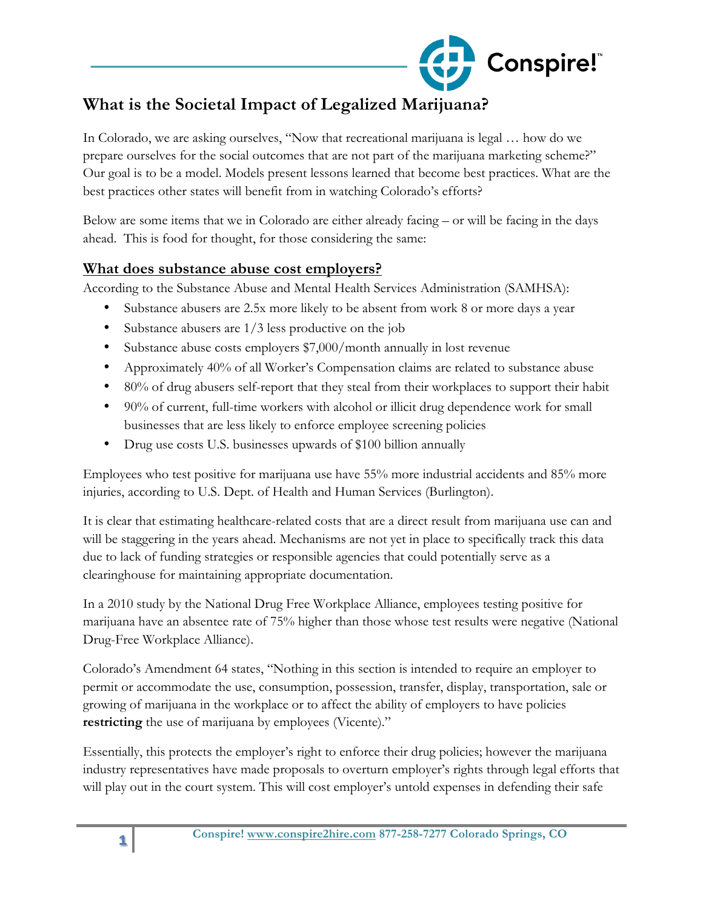# What is the Societal Impact of Legalized Marijuana?

In Colorado, we are asking ourselves, "Now that recreational marijuana is legal … how do we prepare ourselves for the social outcomes that are not part of the marijuana marketing scheme?" Our goal is to be a model. Models present lessons learned that become best practices. What are the best practices other states will benefit from in watching Colorado's efforts?

Below are some items that we in Colorado are either already facing – or will be facing in the days ahead. This is food for thought, for those considering the same:

## What does substance abuse cost employers?

According to the Substance Abuse and Mental Health Services Administration (SAMHSA):

- Substance abusers are 2.5x more likely to be absent from work 8 or more days a year
- Substance abusers are 1/3 less productive on the job
- Substance abuse costs employers $7,000/month annually in lost revenue
- Approximately 40% of all Worker's Compensation claims are related to substance abuse
- 80% of drug abusers self-report that they steal from their workplaces to support their habit
- 90% of current, full-time workers with alcohol or illicit drug dependence work for small businesses that are less likely to enforce employee screening policies
- Drug use costs U.S. businesses upwards of $100 billion annually

Employees who test positive for marijuana use have 55% more industrial accidents and 85% more injuries, according to U.S. Dept. of Health and Human Services (Burlington).

It is clear that estimating healthcare-related costs that are a direct result from marijuana use can and will be staggering in the years ahead. Mechanisms are not yet in place to specifically track this data due to lack of funding strategies or responsible agencies that could potentially serve as a clearinghouse for maintaining appropriate documentation.

In a 2010 study by the National Drug Free Workplace Alliance, employees testing positive for marijuana have an absentee rate of 75% higher than those whose test results were negative (National Drug-Free Workplace Alliance).

Colorado's Amendment 64 states, "Nothing in this section is intended to require an employer to permit or accommodate the use, consumption, possession, transfer, display, transportation, sale or growing of marijuana in the workplace or to affect the ability of employers to have policies **restricting** the use of marijuana by employees (Vicente)."

Essentially, this protects the employer's right to enforce their drug policies; however the marijuana industry representatives have made proposals to overturn employer's rights through legal efforts that will play out in the court system. This will cost employer's untold expenses in defending their safe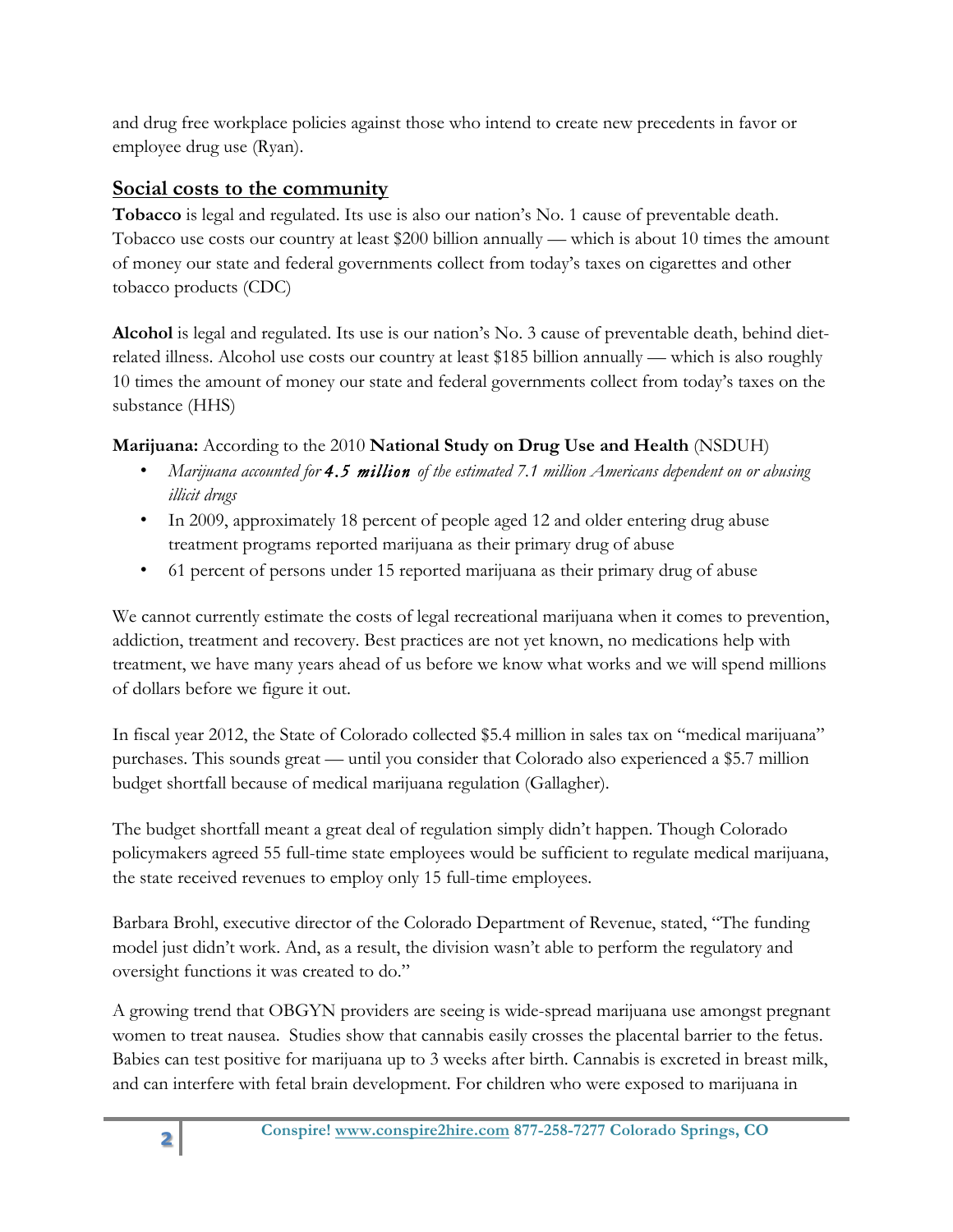and drug free workplace policies against those who intend to create new precedents in favor or employee drug use (Ryan).

## Social costs to the community

**Tobacco** is legal and regulated. Its use is also our nation's No. 1 cause of preventable death. Tobacco use costs our country at least $200 billion annually — which is about 10 times the amount of money our state and federal governments collect from today's taxes on cigarettes and other tobacco products (CDC)

**Alcohol** is legal and regulated. Its use is our nation's No. 3 cause of preventable death, behind diet-related illness. Alcohol use costs our country at least $185 billion annually — which is also roughly 10 times the amount of money our state and federal governments collect from today's taxes on the substance (HHS)

**Marijuana:** According to the 2010 **National Study on Drug Use and Health** (NSDUH)

- *Marijuana accounted for **4.5 million** of the estimated 7.1 million Americans dependent on or abusing illicit drugs*
- In 2009, approximately 18 percent of people aged 12 and older entering drug abuse treatment programs reported marijuana as their primary drug of abuse
- 61 percent of persons under 15 reported marijuana as their primary drug of abuse

We cannot currently estimate the costs of legal recreational marijuana when it comes to prevention, addiction, treatment and recovery. Best practices are not yet known, no medications help with treatment, we have many years ahead of us before we know what works and we will spend millions of dollars before we figure it out.

In fiscal year 2012, the State of Colorado collected $5.4 million in sales tax on "medical marijuana" purchases. This sounds great — until you consider that Colorado also experienced a $5.7 million budget shortfall because of medical marijuana regulation (Gallagher).

The budget shortfall meant a great deal of regulation simply didn't happen. Though Colorado policymakers agreed 55 full-time state employees would be sufficient to regulate medical marijuana, the state received revenues to employ only 15 full-time employees.

Barbara Brohl, executive director of the Colorado Department of Revenue, stated, "The funding model just didn't work. And, as a result, the division wasn't able to perform the regulatory and oversight functions it was created to do."

A growing trend that OBGYN providers are seeing is wide-spread marijuana use amongst pregnant women to treat nausea. Studies show that cannabis easily crosses the placental barrier to the fetus. Babies can test positive for marijuana up to 3 weeks after birth. Cannabis is excreted in breast milk, and can interfere with fetal brain development. For children who were exposed to marijuana in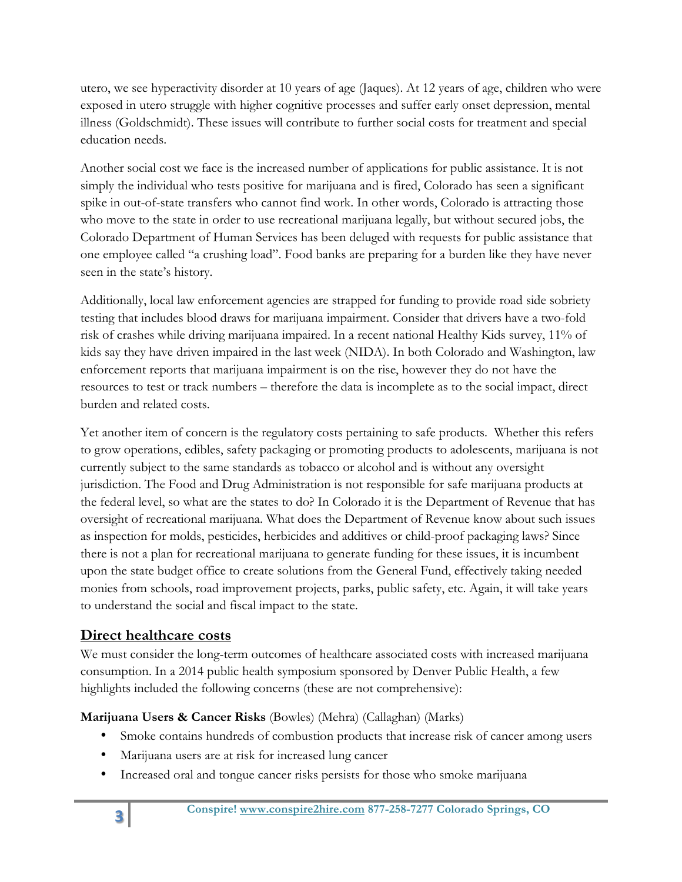utero, we see hyperactivity disorder at 10 years of age (Jaques). At 12 years of age, children who were exposed in utero struggle with higher cognitive processes and suffer early onset depression, mental illness (Goldschmidt). These issues will contribute to further social costs for treatment and special education needs.

Another social cost we face is the increased number of applications for public assistance. It is not simply the individual who tests positive for marijuana and is fired, Colorado has seen a significant spike in out-of-state transfers who cannot find work. In other words, Colorado is attracting those who move to the state in order to use recreational marijuana legally, but without secured jobs, the Colorado Department of Human Services has been deluged with requests for public assistance that one employee called "a crushing load". Food banks are preparing for a burden like they have never seen in the state's history.

Additionally, local law enforcement agencies are strapped for funding to provide road side sobriety testing that includes blood draws for marijuana impairment. Consider that drivers have a two-fold risk of crashes while driving marijuana impaired. In a recent national Healthy Kids survey, 11% of kids say they have driven impaired in the last week (NIDA). In both Colorado and Washington, law enforcement reports that marijuana impairment is on the rise, however they do not have the resources to test or track numbers – therefore the data is incomplete as to the social impact, direct burden and related costs.

Yet another item of concern is the regulatory costs pertaining to safe products. Whether this refers to grow operations, edibles, safety packaging or promoting products to adolescents, marijuana is not currently subject to the same standards as tobacco or alcohol and is without any oversight jurisdiction. The Food and Drug Administration is not responsible for safe marijuana products at the federal level, so what are the states to do? In Colorado it is the Department of Revenue that has oversight of recreational marijuana. What does the Department of Revenue know about such issues as inspection for molds, pesticides, herbicides and additives or child-proof packaging laws? Since there is not a plan for recreational marijuana to generate funding for these issues, it is incumbent upon the state budget office to create solutions from the General Fund, effectively taking needed monies from schools, road improvement projects, parks, public safety, etc. Again, it will take years to understand the social and fiscal impact to the state.

## Direct healthcare costs

We must consider the long-term outcomes of healthcare associated costs with increased marijuana consumption. In a 2014 public health symposium sponsored by Denver Public Health, a few highlights included the following concerns (these are not comprehensive):

**Marijuana Users & Cancer Risks** (Bowles) (Mehra) (Callaghan) (Marks)

- Smoke contains hundreds of combustion products that increase risk of cancer among users
- Marijuana users are at risk for increased lung cancer
- Increased oral and tongue cancer risks persists for those who smoke marijuana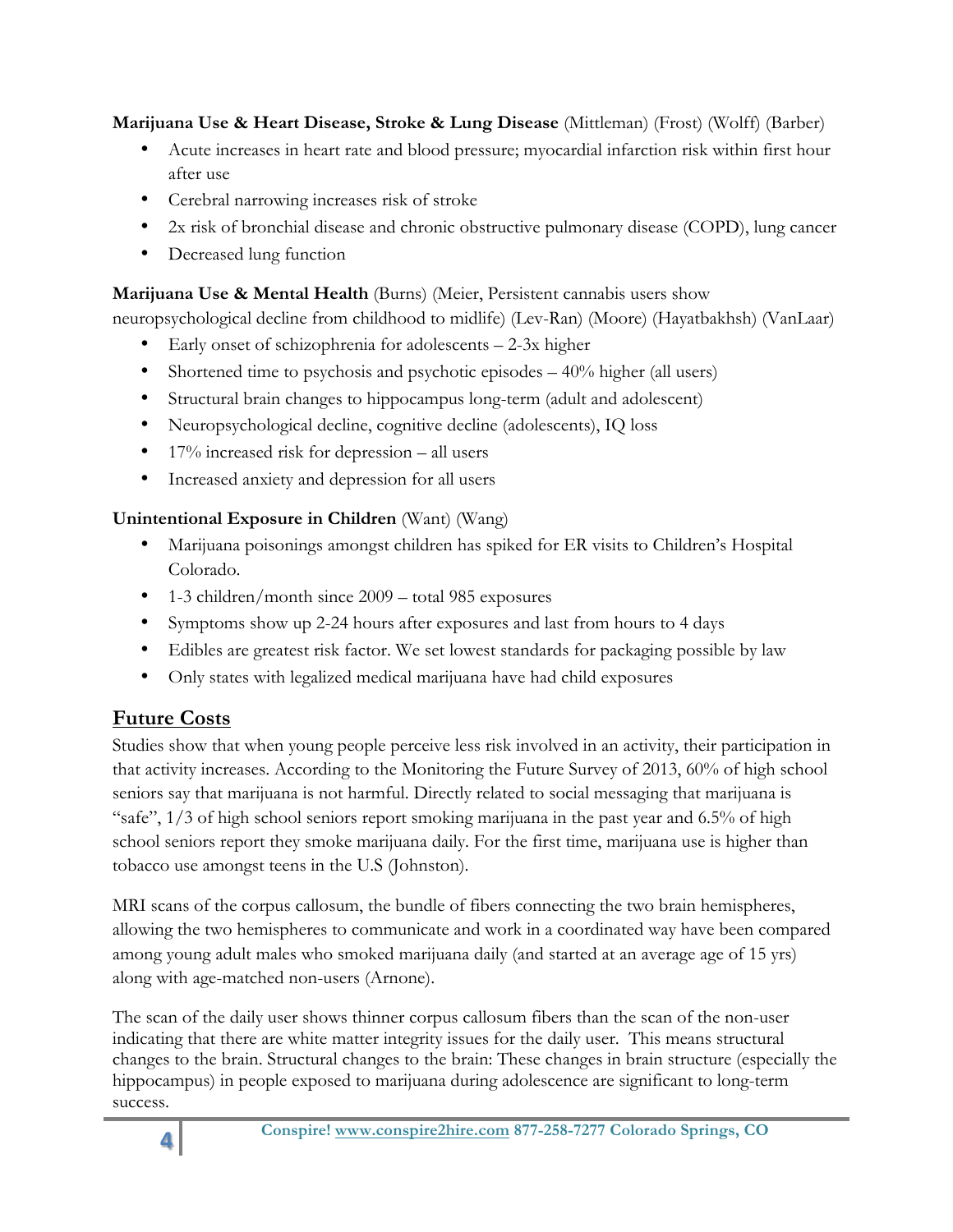**Marijuana Use & Heart Disease, Stroke & Lung Disease** (Mittleman) (Frost) (Wolff) (Barber)

- Acute increases in heart rate and blood pressure; myocardial infarction risk within first hour after use
- Cerebral narrowing increases risk of stroke
- 2x risk of bronchial disease and chronic obstructive pulmonary disease (COPD), lung cancer
- Decreased lung function

**Marijuana Use & Mental Health** (Burns) (Meier, Persistent cannabis users show neuropsychological decline from childhood to midlife) (Lev-Ran) (Moore) (Hayatbakhsh) (VanLaar)

- Early onset of schizophrenia for adolescents – 2-3x higher
- Shortened time to psychosis and psychotic episodes – 40% higher (all users)
- Structural brain changes to hippocampus long-term (adult and adolescent)
- Neuropsychological decline, cognitive decline (adolescents), IQ loss
- 17% increased risk for depression – all users
- Increased anxiety and depression for all users

**Unintentional Exposure in Children** (Want) (Wang)

- Marijuana poisonings amongst children has spiked for ER visits to Children's Hospital Colorado.
- 1-3 children/month since 2009 – total 985 exposures
- Symptoms show up 2-24 hours after exposures and last from hours to 4 days
- Edibles are greatest risk factor. We set lowest standards for packaging possible by law
- Only states with legalized medical marijuana have had child exposures

## Future Costs

Studies show that when young people perceive less risk involved in an activity, their participation in that activity increases. According to the Monitoring the Future Survey of 2013, 60% of high school seniors say that marijuana is not harmful. Directly related to social messaging that marijuana is "safe", 1/3 of high school seniors report smoking marijuana in the past year and 6.5% of high school seniors report they smoke marijuana daily. For the first time, marijuana use is higher than tobacco use amongst teens in the U.S (Johnston).

MRI scans of the corpus callosum, the bundle of fibers connecting the two brain hemispheres, allowing the two hemispheres to communicate and work in a coordinated way have been compared among young adult males who smoked marijuana daily (and started at an average age of 15 yrs) along with age-matched non-users (Arnone).

The scan of the daily user shows thinner corpus callosum fibers than the scan of the non-user indicating that there are white matter integrity issues for the daily user. This means structural changes to the brain. Structural changes to the brain: These changes in brain structure (especially the hippocampus) in people exposed to marijuana during adolescence are significant to long-term success.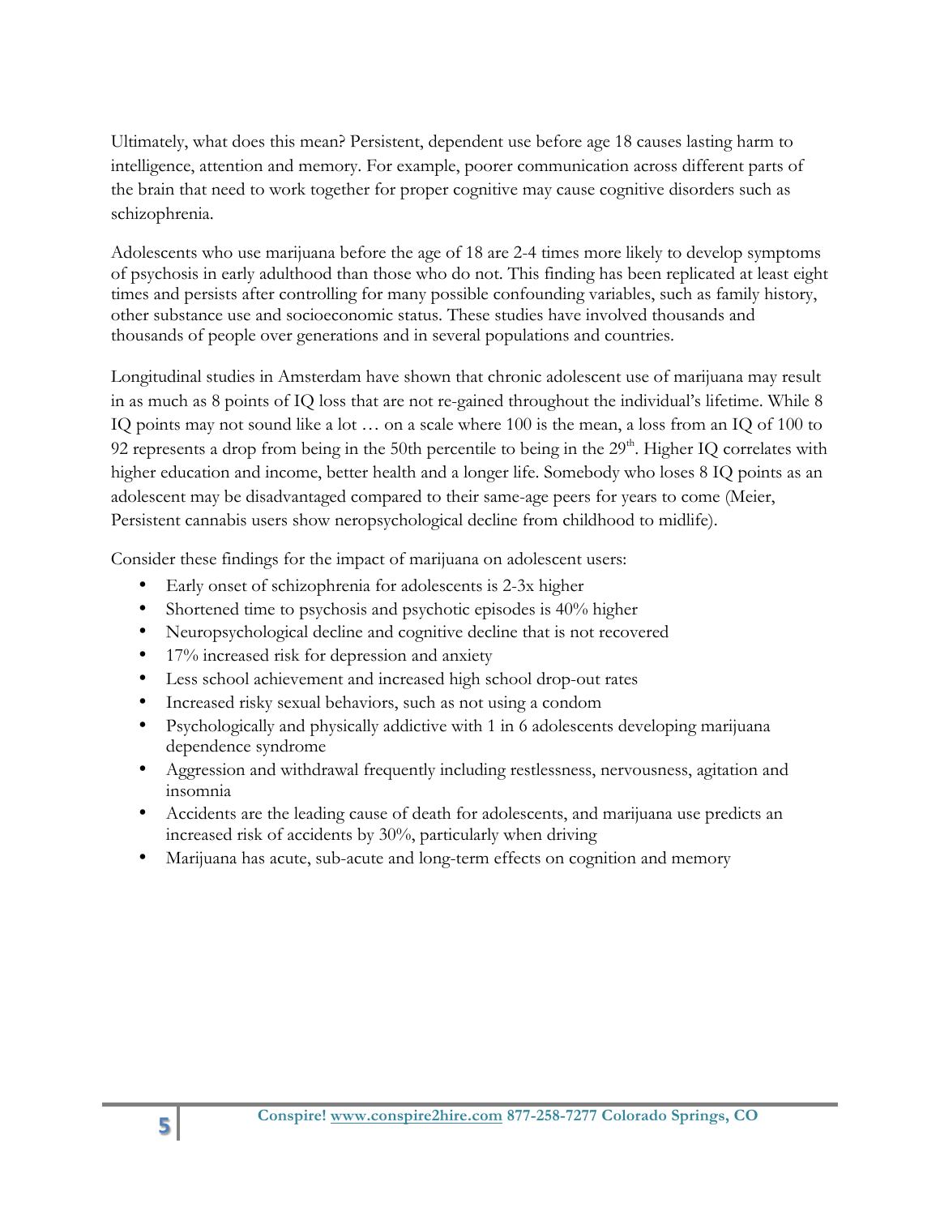Ultimately, what does this mean? Persistent, dependent use before age 18 causes lasting harm to intelligence, attention and memory. For example, poorer communication across different parts of the brain that need to work together for proper cognitive may cause cognitive disorders such as schizophrenia.

Adolescents who use marijuana before the age of 18 are 2-4 times more likely to develop symptoms of psychosis in early adulthood than those who do not. This finding has been replicated at least eight times and persists after controlling for many possible confounding variables, such as family history, other substance use and socioeconomic status. These studies have involved thousands and thousands of people over generations and in several populations and countries.

Longitudinal studies in Amsterdam have shown that chronic adolescent use of marijuana may result in as much as 8 points of IQ loss that are not re-gained throughout the individual's lifetime. While 8 IQ points may not sound like a lot … on a scale where 100 is the mean, a loss from an IQ of 100 to 92 represents a drop from being in the 50th percentile to being in the 29th. Higher IQ correlates with higher education and income, better health and a longer life. Somebody who loses 8 IQ points as an adolescent may be disadvantaged compared to their same-age peers for years to come (Meier, Persistent cannabis users show neropsychological decline from childhood to midlife).

Consider these findings for the impact of marijuana on adolescent users:

- Early onset of schizophrenia for adolescents is 2-3x higher
- Shortened time to psychosis and psychotic episodes is 40% higher
- Neuropsychological decline and cognitive decline that is not recovered
- 17% increased risk for depression and anxiety
- Less school achievement and increased high school drop-out rates
- Increased risky sexual behaviors, such as not using a condom
- Psychologically and physically addictive with 1 in 6 adolescents developing marijuana dependence syndrome
- Aggression and withdrawal frequently including restlessness, nervousness, agitation and insomnia
- Accidents are the leading cause of death for adolescents, and marijuana use predicts an increased risk of accidents by 30%, particularly when driving
- Marijuana has acute, sub-acute and long-term effects on cognition and memory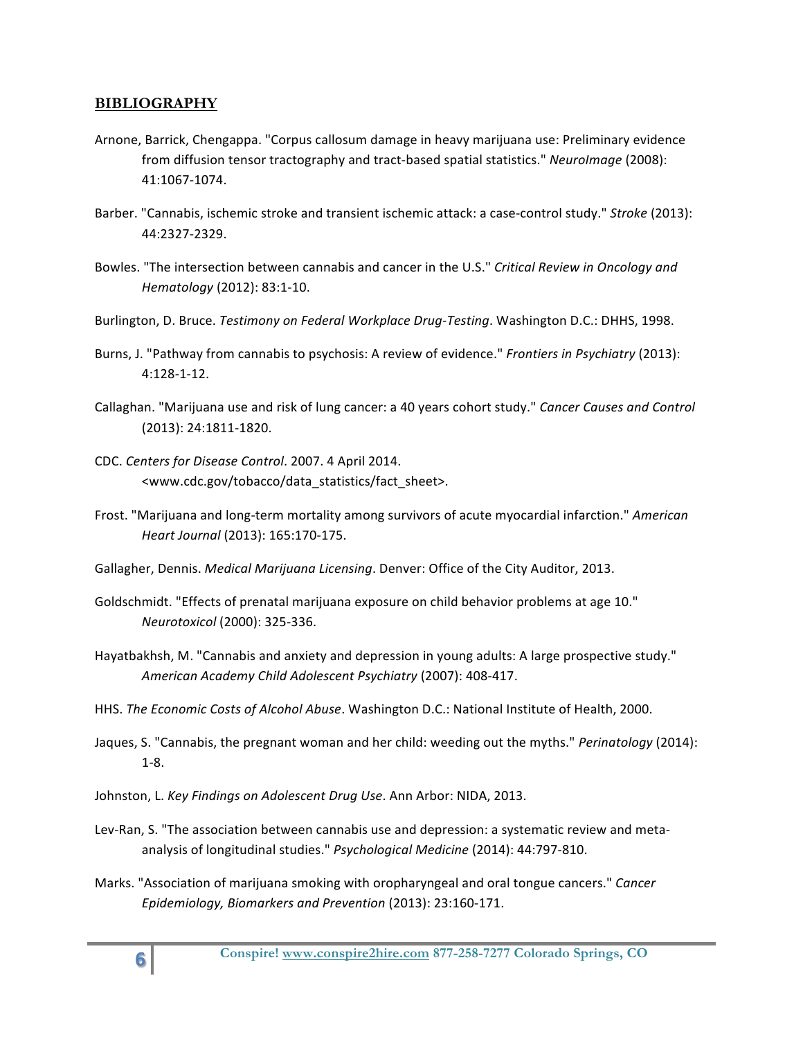## BIBLIOGRAPHY

Arnone, Barrick, Chengappa. "Corpus callosum damage in heavy marijuana use: Preliminary evidence from diffusion tensor tractography and tract-based spatial statistics." *NeuroImage* (2008): 41:1067-1074.

Barber. "Cannabis, ischemic stroke and transient ischemic attack: a case-control study." *Stroke* (2013): 44:2327-2329.

Bowles. "The intersection between cannabis and cancer in the U.S." *Critical Review in Oncology and Hematology* (2012): 83:1-10.

Burlington, D. Bruce. *Testimony on Federal Workplace Drug-Testing*. Washington D.C.: DHHS, 1998.

Burns, J. "Pathway from cannabis to psychosis: A review of evidence." *Frontiers in Psychiatry* (2013): 4:128-1-12.

Callaghan. "Marijuana use and risk of lung cancer: a 40 years cohort study." *Cancer Causes and Control* (2013): 24:1811-1820.

CDC. *Centers for Disease Control*. 2007. 4 April 2014. <www.cdc.gov/tobacco/data_statistics/fact_sheet>.

Frost. "Marijuana and long-term mortality among survivors of acute myocardial infarction." *American Heart Journal* (2013): 165:170-175.

Gallagher, Dennis. *Medical Marijuana Licensing*. Denver: Office of the City Auditor, 2013.

Goldschmidt. "Effects of prenatal marijuana exposure on child behavior problems at age 10." *Neurotoxicol* (2000): 325-336.

Hayatbakhsh, M. "Cannabis and anxiety and depression in young adults: A large prospective study." *American Academy Child Adolescent Psychiatry* (2007): 408-417.

HHS. *The Economic Costs of Alcohol Abuse*. Washington D.C.: National Institute of Health, 2000.

Jaques, S. "Cannabis, the pregnant woman and her child: weeding out the myths." *Perinatology* (2014): 1-8.

Johnston, L. *Key Findings on Adolescent Drug Use*. Ann Arbor: NIDA, 2013.

Lev-Ran, S. "The association between cannabis use and depression: a systematic review and meta-analysis of longitudinal studies." *Psychological Medicine* (2014): 44:797-810.

Marks. "Association of marijuana smoking with oropharyngeal and oral tongue cancers." *Cancer Epidemiology, Biomarkers and Prevention* (2013): 23:160-171.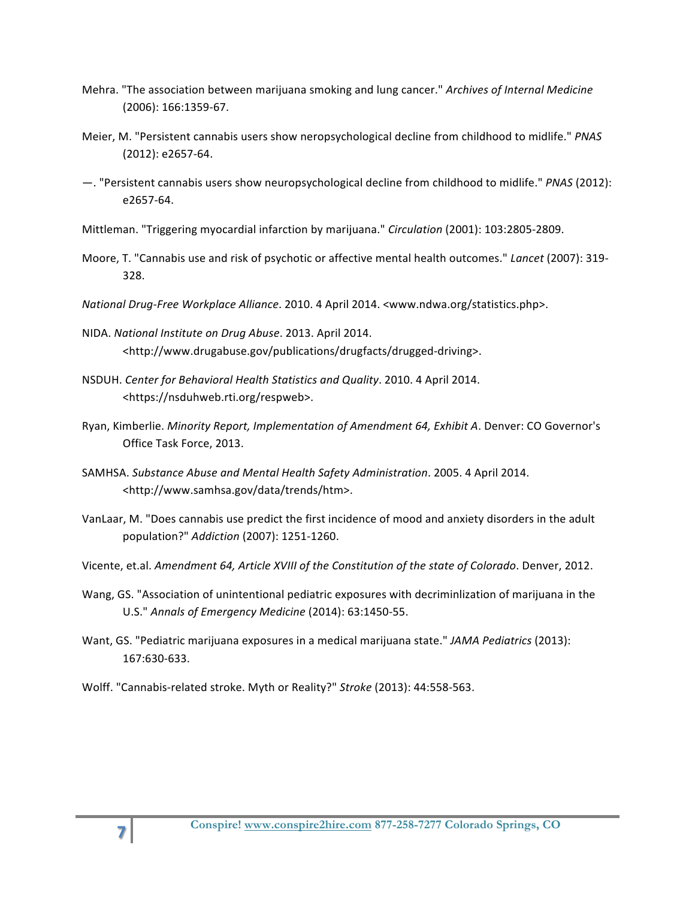Mehra. "The association between marijuana smoking and lung cancer." *Archives of Internal Medicine* (2006): 166:1359-67.

Meier, M. "Persistent cannabis users show neropsychological decline from childhood to midlife." *PNAS* (2012): e2657-64.

—. "Persistent cannabis users show neuropsychological decline from childhood to midlife." *PNAS* (2012): e2657-64.

Mittleman. "Triggering myocardial infarction by marijuana." *Circulation* (2001): 103:2805-2809.

Moore, T. "Cannabis use and risk of psychotic or affective mental health outcomes." *Lancet* (2007): 319-328.

*National Drug-Free Workplace Alliance*. 2010. 4 April 2014. <www.ndwa.org/statistics.php>.

NIDA. *National Institute on Drug Abuse*. 2013. April 2014. <http://www.drugabuse.gov/publications/drugfacts/drugged-driving>.

NSDUH. *Center for Behavioral Health Statistics and Quality*. 2010. 4 April 2014. <https://nsduhweb.rti.org/respweb>.

Ryan, Kimberlie. *Minority Report, Implementation of Amendment 64, Exhibit A*. Denver: CO Governor's Office Task Force, 2013.

SAMHSA. *Substance Abuse and Mental Health Safety Administration*. 2005. 4 April 2014. <http://www.samhsa.gov/data/trends/htm>.

VanLaar, M. "Does cannabis use predict the first incidence of mood and anxiety disorders in the adult population?" *Addiction* (2007): 1251-1260.

Vicente, et.al. *Amendment 64, Article XVIII of the Constitution of the state of Colorado*. Denver, 2012.

Wang, GS. "Association of unintentional pediatric exposures with decriminlization of marijuana in the U.S." *Annals of Emergency Medicine* (2014): 63:1450-55.

Want, GS. "Pediatric marijuana exposures in a medical marijuana state." *JAMA Pediatrics* (2013): 167:630-633.

Wolff. "Cannabis-related stroke. Myth or Reality?" *Stroke* (2013): 44:558-563.